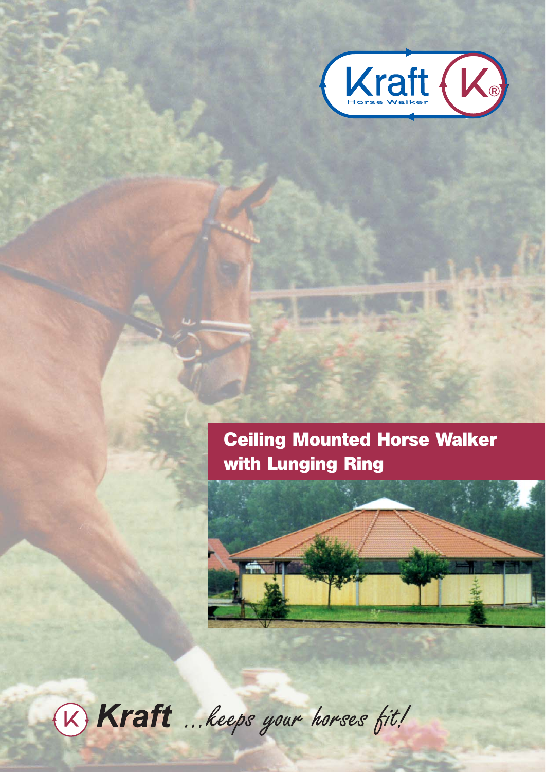Kraft Horse Walker

# Ceiling Mounted Horse Walker with Lunging Ring

**Kraft** *...keeps your horses fit!*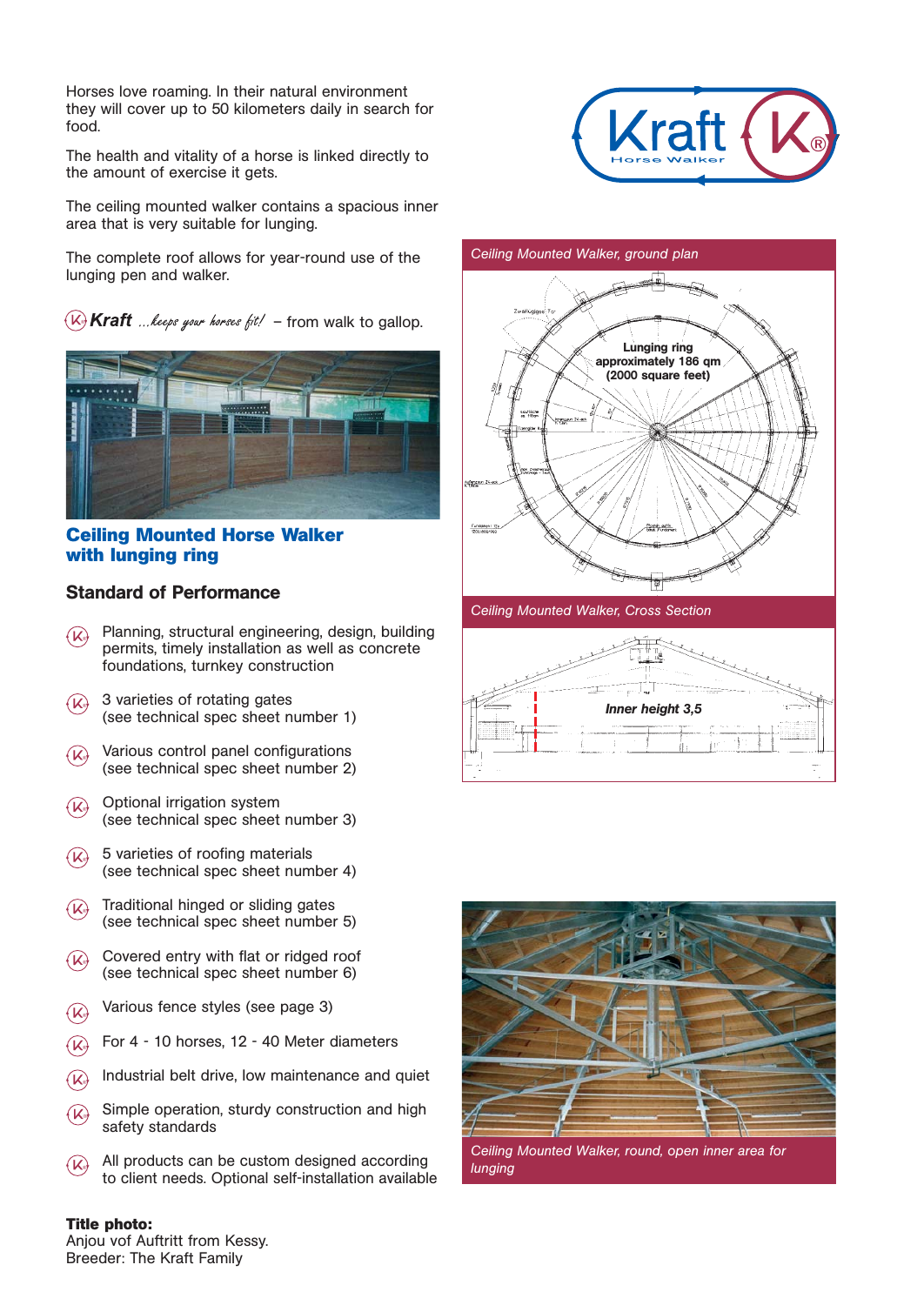Horses love roaming. In their natural environment they will cover up to 50 kilometers daily in search for food.

The health and vitality of a horse is linked directly to the amount of exercise it gets.

The ceiling mounted walker contains a spacious inner area that is very suitable for lunging.

The complete roof allows for year-round use of the lunging pen and walker.

**Kraft** *...keeps your horses fit!* – from walk to gallop.

## Ceiling Mounted Horse Walker with lunging ring

### Standard of Performance

- Planning, structural engineering, design, building permits, timely installation as well as concrete foundations, turnkey construction
- 3 varieties of rotating gates (see technical spec sheet number 1)
- Various control panel configurations (see technical spec sheet number 2)
- Optional irrigation system (see technical spec sheet number 3)
- 5 varieties of roofing materials (see technical spec sheet number 4)
- Traditional hinged or sliding gates (see technical spec sheet number 5)
- Covered entry with flat or ridged roof (see technical spec sheet number 6)
- Various fence styles (see page 3)
- For 4 - 10 horses, 12 - 40 Meter diameters
- Industrial belt drive, low maintenance and quiet
- Simple operation, sturdy construction and high safety standards
- All products can be custom designed according to client needs. Optional self-installation available

**Title photo:**
Anjou vof Auftritt from Kessy.
Breeder: The Kraft Family

*Ceiling Mounted Walker, ground plan*

Lunging ring approximately 186 qm (2000 square feet)

*Ceiling Mounted Walker, Cross Section*

Inner height 3,5

*Ceiling Mounted Walker, round, open inner area for lunging*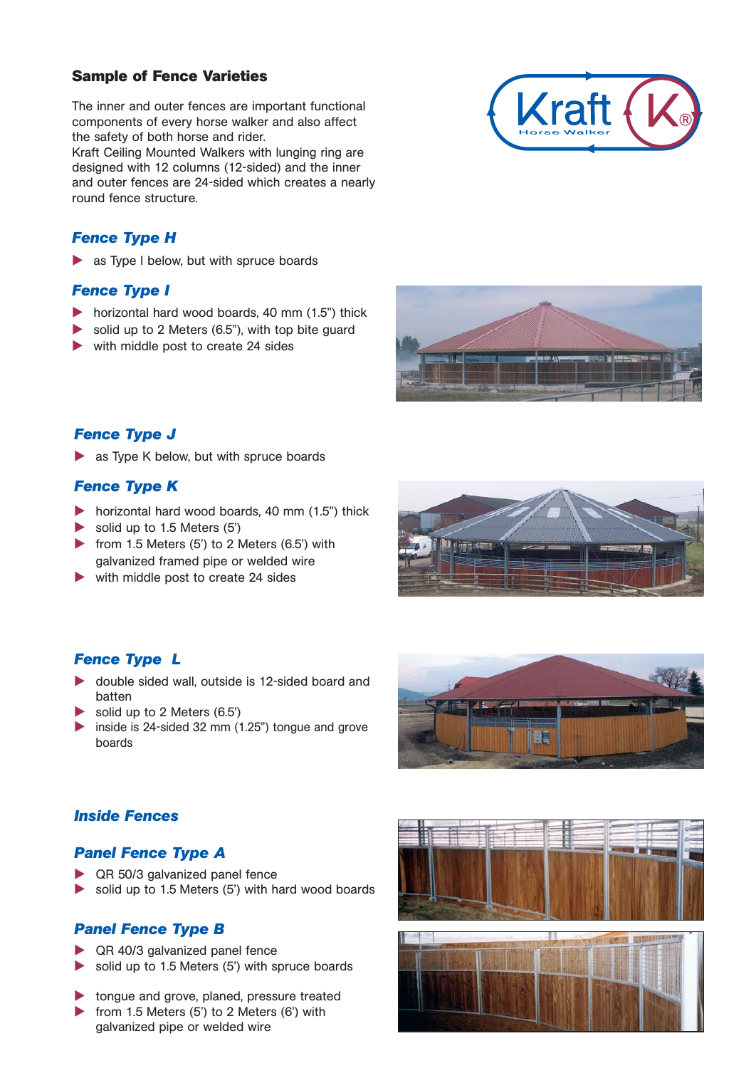## Sample of Fence Varieties

The inner and outer fences are important functional components of every horse walker and also affect the safety of both horse and rider.
Kraft Ceiling Mounted Walkers with lunging ring are designed with 12 columns (12-sided) and the inner and outer fences are 24-sided which creates a nearly round fence structure.

### *Fence Type H*

- as Type I below, but with spruce boards

### *Fence Type I*

- horizontal hard wood boards, 40 mm (1.5") thick
- solid up to 2 Meters (6.5"), with top bite guard
- with middle post to create 24 sides

### *Fence Type J*

- as Type K below, but with spruce boards

### *Fence Type K*

- horizontal hard wood boards, 40 mm (1.5") thick
- solid up to 1.5 Meters (5')
- from 1.5 Meters (5') to 2 Meters (6.5') with galvanized framed pipe or welded wire
- with middle post to create 24 sides

### *Fence Type L*

- double sided wall, outside is 12-sided board and batten
- solid up to 2 Meters (6.5')
- inside is 24-sided 32 mm (1.25") tongue and grove boards

### *Inside Fences*

### *Panel Fence Type A*

- QR 50/3 galvanized panel fence
- solid up to 1.5 Meters (5') with hard wood boards

### *Panel Fence Type B*

- QR 40/3 galvanized panel fence
- solid up to 1.5 Meters (5') with spruce boards

- tongue and grove, planed, pressure treated
- from 1.5 Meters (5') to 2 Meters (6') with galvanized pipe or welded wire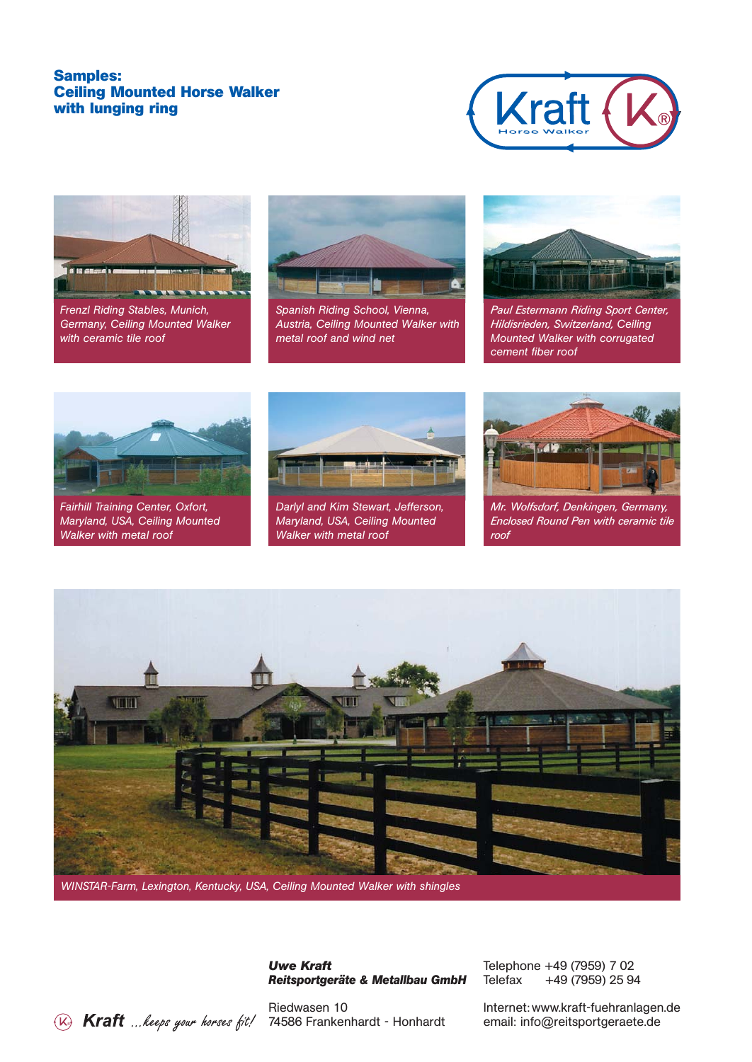## Samples: Ceiling Mounted Horse Walker with lunging ring

Kraft Horse Walker

*Frenzl Riding Stables, Munich, Germany, Ceiling Mounted Walker with ceramic tile roof*

*Spanish Riding School, Vienna, Austria, Ceiling Mounted Walker with metal roof and wind net*

*Paul Estermann Riding Sport Center, Hildisrieden, Switzerland, Ceiling Mounted Walker with corrugated cement fiber roof*

*Fairhill Training Center, Oxfort, Maryland, USA, Ceiling Mounted Walker with metal roof*

*Darlyl and Kim Stewart, Jefferson, Maryland, USA, Ceiling Mounted Walker with metal roof*

*Mr. Wolfsdorf, Denkingen, Germany, Enclosed Round Pen with ceramic tile roof*

*WINSTAR-Farm, Lexington, Kentucky, USA, Ceiling Mounted Walker with shingles*

**Kraft** *...keeps your horses fit!*

***Uwe Kraft***
***Reitsportgeräte & Metallbau GmbH***

Riedwasen 10
74586 Frankenhardt - Honhardt

Telephone +49 (7959) 7 02
Telefax +49 (7959) 25 94

Internet: www.kraft-fuehranlagen.de
email: info@reitsportgeraete.de